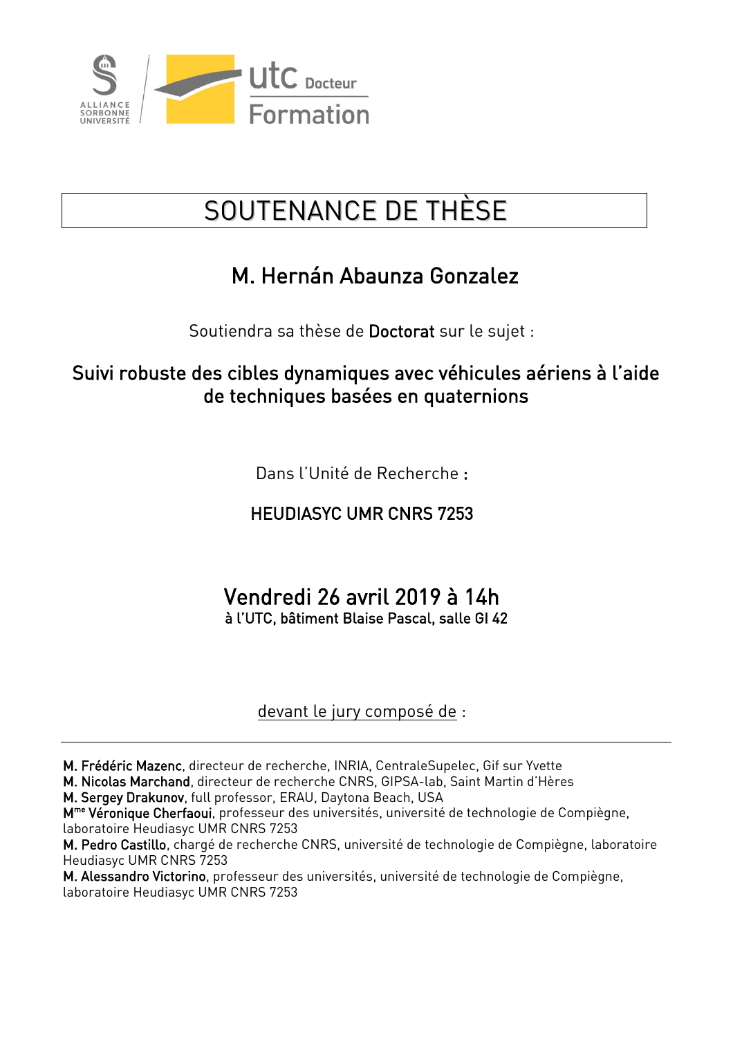# SOUTENANCE DE THÈSE

## M. Hernán Abaunza Gonzalez

Soutiendra sa thèse de **Doctorat** sur le sujet :

### Suivi robuste des cibles dynamiques avec véhicules aériens à l'aide de techniques basées en quaternions

Dans l'Unité de Recherche **:**

**HEUDIASYC UMR CNRS 7253**

## Vendredi 26 avril 2019 à 14h

**à l'UTC, bâtiment Blaise Pascal, salle GI 42**

devant le jury composé de :

---

**M. Frédéric Mazenc**, directeur de recherche, INRIA, CentraleSupelec, Gif sur Yvette
**M. Nicolas Marchand**, directeur de recherche CNRS, GIPSA-lab, Saint Martin d'Hères
**M. Sergey Drakunov**, full professor, ERAU, Daytona Beach, USA
**Mme Véronique Cherfaoui**, professeur des universités, université de technologie de Compiègne, laboratoire Heudiasyc UMR CNRS 7253
**M. Pedro Castillo**, chargé de recherche CNRS, université de technologie de Compiègne, laboratoire Heudiasyc UMR CNRS 7253
**M. Alessandro Victorino**, professeur des universités, université de technologie de Compiègne, laboratoire Heudiasyc UMR CNRS 7253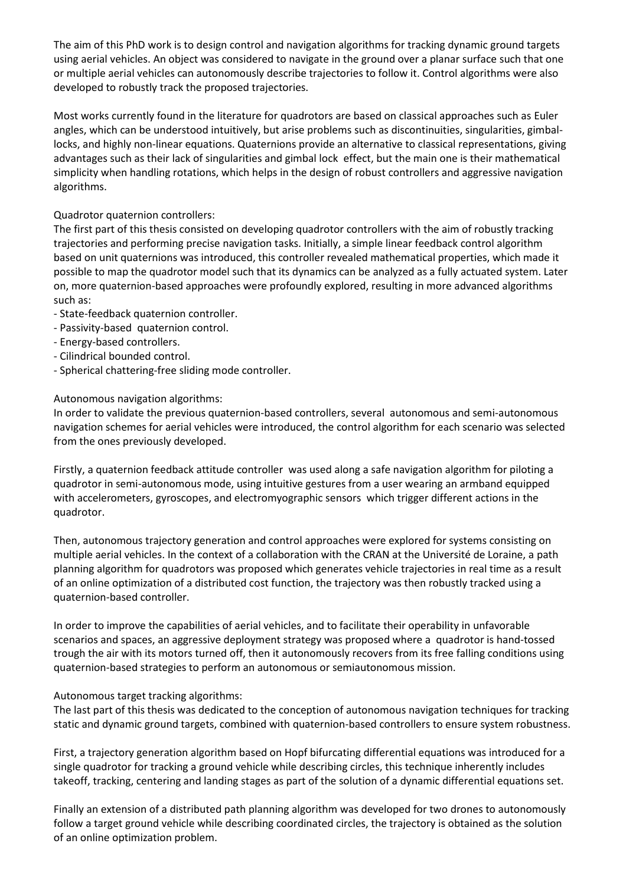The aim of this PhD work is to design control and navigation algorithms for tracking dynamic ground targets using aerial vehicles. An object was considered to navigate in the ground over a planar surface such that one or multiple aerial vehicles can autonomously describe trajectories to follow it. Control algorithms were also developed to robustly track the proposed trajectories.

Most works currently found in the literature for quadrotors are based on classical approaches such as Euler angles, which can be understood intuitively, but arise problems such as discontinuities, singularities, gimbal-locks, and highly non-linear equations. Quaternions provide an alternative to classical representations, giving advantages such as their lack of singularities and gimbal lock effect, but the main one is their mathematical simplicity when handling rotations, which helps in the design of robust controllers and aggressive navigation algorithms.

Quadrotor quaternion controllers:
The first part of this thesis consisted on developing quadrotor controllers with the aim of robustly tracking trajectories and performing precise navigation tasks. Initially, a simple linear feedback control algorithm based on unit quaternions was introduced, this controller revealed mathematical properties, which made it possible to map the quadrotor model such that its dynamics can be analyzed as a fully actuated system. Later on, more quaternion-based approaches were profoundly explored, resulting in more advanced algorithms such as:

- State-feedback quaternion controller.
- Passivity-based quaternion control.
- Energy-based controllers.
- Cilindrical bounded control.
- Spherical chattering-free sliding mode controller.

Autonomous navigation algorithms:
In order to validate the previous quaternion-based controllers, several autonomous and semi-autonomous navigation schemes for aerial vehicles were introduced, the control algorithm for each scenario was selected from the ones previously developed.

Firstly, a quaternion feedback attitude controller was used along a safe navigation algorithm for piloting a quadrotor in semi-autonomous mode, using intuitive gestures from a user wearing an armband equipped with accelerometers, gyroscopes, and electromyographic sensors which trigger different actions in the quadrotor.

Then, autonomous trajectory generation and control approaches were explored for systems consisting on multiple aerial vehicles. In the context of a collaboration with the CRAN at the Université de Loraine, a path planning algorithm for quadrotors was proposed which generates vehicle trajectories in real time as a result of an online optimization of a distributed cost function, the trajectory was then robustly tracked using a quaternion-based controller.

In order to improve the capabilities of aerial vehicles, and to facilitate their operability in unfavorable scenarios and spaces, an aggressive deployment strategy was proposed where a quadrotor is hand-tossed trough the air with its motors turned off, then it autonomously recovers from its free falling conditions using quaternion-based strategies to perform an autonomous or semiautonomous mission.

Autonomous target tracking algorithms:
The last part of this thesis was dedicated to the conception of autonomous navigation techniques for tracking static and dynamic ground targets, combined with quaternion-based controllers to ensure system robustness.

First, a trajectory generation algorithm based on Hopf bifurcating differential equations was introduced for a single quadrotor for tracking a ground vehicle while describing circles, this technique inherently includes takeoff, tracking, centering and landing stages as part of the solution of a dynamic differential equations set.

Finally an extension of a distributed path planning algorithm was developed for two drones to autonomously follow a target ground vehicle while describing coordinated circles, the trajectory is obtained as the solution of an online optimization problem.